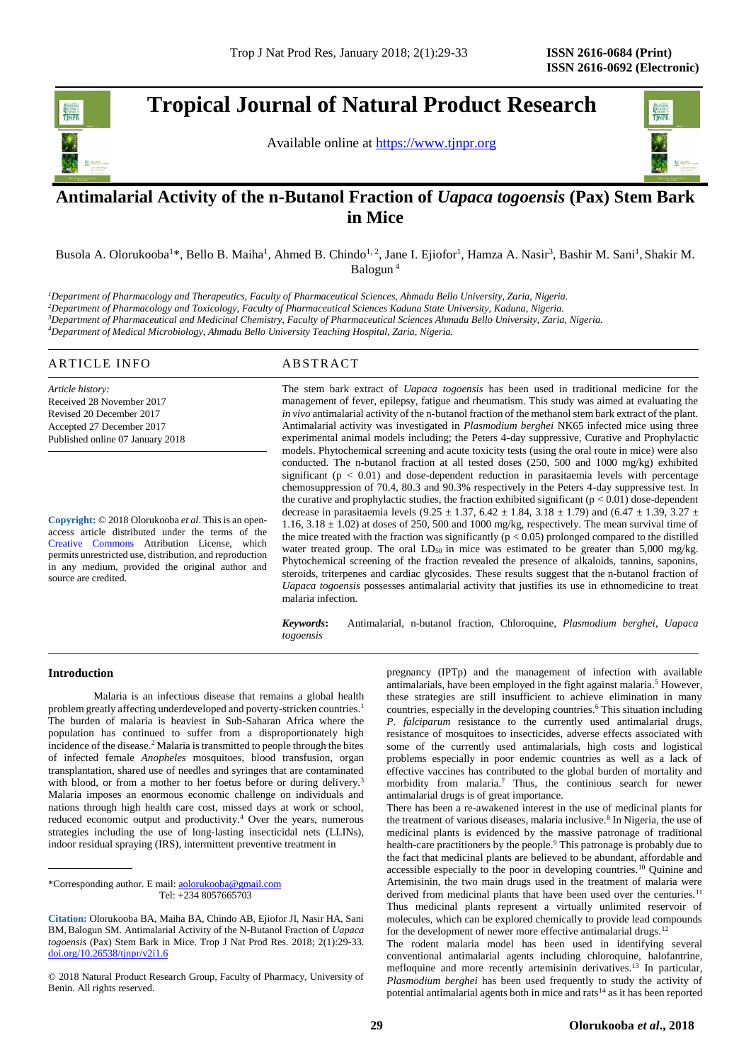# Tropical Journal of Natural Product Research

Available online at https://www.tjnpr.org

## Antimalarial Activity of the n-Butanol Fraction of *Uapaca togoensis* (Pax) Stem Bark in Mice

Busola A. Olorukooba[1]*, Bello B. Maiha[1], Ahmed B. Chindo[1, 2], Jane I. Ejiofor[1], Hamza A. Nasir[3], Bashir M. Sani[1], Shakir M. Balogun[4]

*[1]Department of Pharmacology and Therapeutics, Faculty of Pharmaceutical Sciences, Ahmadu Bello University, Zaria, Nigeria.*
*[2]Department of Pharmacology and Toxicology, Faculty of Pharmaceutical Sciences Kaduna State University, Kaduna, Nigeria.*
*[3]Department of Pharmaceutical and Medicinal Chemistry, Faculty of Pharmaceutical Sciences Ahmadu Bello University, Zaria, Nigeria.*
*[4]Department of Medical Microbiology, Ahmadu Bello University Teaching Hospital, Zaria, Nigeria.*

### ARTICLE INFO

*Article history:*
Received 28 November 2017
Revised 20 December 2017
Accepted 27 December 2017
Published online 07 January 2018

**Copyright:** © 2018 Olorukooba *et al*. This is an open-access article distributed under the terms of the Creative Commons Attribution License, which permits unrestricted use, distribution, and reproduction in any medium, provided the original author and source are credited.

### ABSTRACT

The stem bark extract of *Uapaca togoensis* has been used in traditional medicine for the management of fever, epilepsy, fatigue and rheumatism. This study was aimed at evaluating the *in vivo* antimalarial activity of the n-butanol fraction of the methanol stem bark extract of the plant. Antimalarial activity was investigated in *Plasmodium berghei* NK65 infected mice using three experimental animal models including; the Peters 4-day suppressive, Curative and Prophylactic models. Phytochemical screening and acute toxicity tests (using the oral route in mice) were also conducted. The n-butanol fraction at all tested doses (250, 500 and 1000 mg/kg) exhibited significant ($p < 0.01$) and dose-dependent reduction in parasitaemia levels with percentage chemosuppression of 70.4, 80.3 and 90.3% respectively in the Peters 4-day suppressive test. In the curative and prophylactic studies, the fraction exhibited significant ($p < 0.01$) dose-dependent decrease in parasitaemia levels (9.25 ± 1.37, 6.42 ± 1.84, 3.18 ± 1.79) and (6.47 ± 1.39, 3.27 ± 1.16, 3.18 ± 1.02) at doses of 250, 500 and 1000 mg/kg, respectively. The mean survival time of the mice treated with the fraction was significantly ($p < 0.05$) prolonged compared to the distilled water treated group. The oral $LD_{50}$ in mice was estimated to be greater than 5,000 mg/kg. Phytochemical screening of the fraction revealed the presence of alkaloids, tannins, saponins, steroids, triterpenes and cardiac glycosides. These results suggest that the n-butanol fraction of *Uapaca togoensis* possesses antimalarial activity that justifies its use in ethnomedicine to treat malaria infection.

***Keywords*:** Antimalarial, n-butanol fraction, Chloroquine, *Plasmodium berghei*, *Uapaca togoensis*

## Introduction

Malaria is an infectious disease that remains a global health problem greatly affecting underdeveloped and poverty-stricken countries.[1] The burden of malaria is heaviest in Sub-Saharan Africa where the population has continued to suffer from a disproportionately high incidence of the disease.[2] Malaria is transmitted to people through the bites of infected female *Anopheles* mosquitoes, blood transfusion, organ transplantation, shared use of needles and syringes that are contaminated with blood, or from a mother to her foetus before or during delivery.[3] Malaria imposes an enormous economic challenge on individuals and nations through high health care cost, missed days at work or school, reduced economic output and productivity.[4] Over the years, numerous strategies including the use of long-lasting insecticidal nets (LLINs), indoor residual spraying (IRS), intermittent preventive treatment in pregnancy (IPTp) and the management of infection with available antimalarials, have been employed in the fight against malaria.[5] However, these strategies are still insufficient to achieve elimination in many countries, especially in the developing countries.[6] This situation including *P. falciparum* resistance to the currently used antimalarial drugs, resistance of mosquitoes to insecticides, adverse effects associated with some of the currently used antimalarials, high costs and logistical problems especially in poor endemic countries as well as a lack of effective vaccines has contributed to the global burden of mortality and morbidity from malaria.[7] Thus, the continious search for newer antimalarial drugs is of great importance.

There has been a re-awakened interest in the use of medicinal plants for the treatment of various diseases, malaria inclusive.[8] In Nigeria, the use of medicinal plants is evidenced by the massive patronage of traditional health-care practitioners by the people.[9] This patronage is probably due to the fact that medicinal plants are believed to be abundant, affordable and accessible especially to the poor in developing countries.[10] Quinine and Artemisinin, the two main drugs used in the treatment of malaria were derived from medicinal plants that have been used over the centuries.[11] Thus medicinal plants represent a virtually unlimited reservoir of molecules, which can be explored chemically to provide lead compounds for the development of newer more effective antimalarial drugs.[12]

The rodent malaria model has been used in identifying several conventional antimalarial agents including chloroquine, halofantrine, mefloquine and more recently artemisinin derivatives.[13] In particular, *Plasmodium berghei* has been used frequently to study the activity of potential antimalarial agents both in mice and rats[14] as it has been reported

---

*Corresponding author. E mail: aolorukooba@gmail.com
Tel: +234 8057665703

**Citation:** Olorukooba BA, Maiha BA, Chindo AB, Ejiofor JI, Nasir HA, Sani BM, Balogun SM. Antimalarial Activity of the N-Butanol Fraction of *Uapaca togoensis* (Pax) Stem Bark in Mice. Trop J Nat Prod Res. 2018; 2(1):29-33. doi.org/10.26538/tjnpr/v2i1.6

© 2018 Natural Product Research Group, Faculty of Pharmacy, University of Benin. All rights reserved.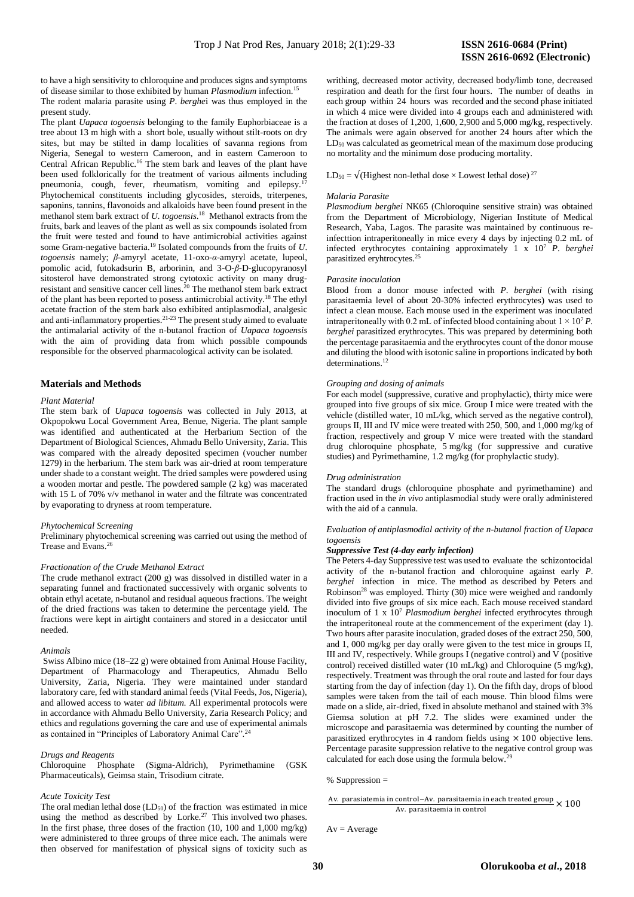to have a high sensitivity to chloroquine and produces signs and symptoms of disease similar to those exhibited by human *Plasmodium* infection.[15]

The rodent malaria parasite using *P. berghei* was thus employed in the present study.

The plant *Uapaca togoensis* belonging to the family Euphorbiaceae is a tree about 13 m high with a short bole, usually without stilt-roots on dry sites, but may be stilted in damp localities of savanna regions from Nigeria, Senegal to western Cameroon, and in eastern Cameroon to Central African Republic.[16] The stem bark and leaves of the plant have been used folklorically for the treatment of various ailments including pneumonia, cough, fever, rheumatism, vomiting and epilepsy.[17] Phytochemical constituents including glycosides, steroids, triterpenes, saponins, tannins, flavonoids and alkaloids have been found present in the methanol stem bark extract of *U. togoensis*.[18] Methanol extracts from the fruits, bark and leaves of the plant as well as six compounds isolated from the fruit were tested and found to have antimicrobial activities against some Gram-negative bacteria.[19] Isolated compounds from the fruits of *U. togoensis* namely; *β*-amyryl acetate, 11-oxo-*α*-amyryl acetate, lupeol, pomolic acid, futokadsurin B, arborinin, and 3-O-*β*-D-glucopyranosyl sitosterol have demonstrated strong cytotoxic activity on many drug-resistant and sensitive cancer cell lines.[20] The methanol stem bark extract of the plant has been reported to posess antimicrobial activity.[18] The ethyl acetate fraction of the stem bark also exhibited antiplasmodial, analgesic and anti-inflammatory properties.[21-23] The present study aimed to evaluate the antimalarial activity of the n-butanol fraction of *Uapaca togoensis* with the aim of providing data from which possible compounds responsible for the observed pharmacological activity can be isolated.

## Materials and Methods

*Plant Material*

The stem bark of *Uapaca togoensis* was collected in July 2013, at Okpopokwu Local Government Area, Benue, Nigeria. The plant sample was identified and authenticated at the Herbarium Section of the Department of Biological Sciences, Ahmadu Bello University, Zaria. This was compared with the already deposited specimen (voucher number 1279) in the herbarium. The stem bark was air-dried at room temperature under shade to a constant weight. The dried samples were powdered using a wooden mortar and pestle. The powdered sample (2 kg) was macerated with 15 L of 70% v/v methanol in water and the filtrate was concentrated by evaporating to dryness at room temperature.

*Phytochemical Screening*

Preliminary phytochemical screening was carried out using the method of Trease and Evans.[26]

*Fractionation of the Crude Methanol Extract*

The crude methanol extract (200 g) was dissolved in distilled water in a separating funnel and fractionated successively with organic solvents to obtain ethyl acetate, n-butanol and residual aqueous fractions. The weight of the dried fractions was taken to determine the percentage yield. The fractions were kept in airtight containers and stored in a desiccator until needed.

*Animals*

Swiss Albino mice (18–22 g) were obtained from Animal House Facility, Department of Pharmacology and Therapeutics, Ahmadu Bello University, Zaria, Nigeria. They were maintained under standard laboratory care, fed with standard animal feeds (Vital Feeds, Jos, Nigeria), and allowed access to water *ad libitum.* All experimental protocols were in accordance with Ahmadu Bello University, Zaria Research Policy; and ethics and regulations governing the care and use of experimental animals as contained in "Principles of Laboratory Animal Care".[24]

*Drugs and Reagents*

Chloroquine Phosphate (Sigma-Aldrich), Pyrimethamine (GSK Pharmaceuticals), Geimsa stain, Trisodium citrate.

*Acute Toxicity Test*

The oral median lethal dose ($LD_{50}$) of the fraction was estimated in mice using the method as described by Lorke.[27] This involved two phases. In the first phase, three doses of the fraction (10, 100 and 1,000 mg/kg) were administered to three groups of three mice each. The animals were then observed for manifestation of physical signs of toxicity such as writhing, decreased motor activity, decreased body/limb tone, decreased respiration and death for the first four hours. The number of deaths in each group within 24 hours was recorded and the second phase initiated in which 4 mice were divided into 4 groups each and administered with the fraction at doses of 1,200, 1,600, 2,900 and 5,000 mg/kg, respectively. The animals were again observed for another 24 hours after which the $LD_{50}$ was calculated as geometrical mean of the maximum dose producing no mortality and the minimum dose producing mortality.

$LD_{50} = \sqrt{(\text{Highest non-lethal dose} \times \text{Lowest lethal dose})}$ [27]

*Malaria Parasite*

*Plasmodium berghei* NK65 (Chloroquine sensitive strain) was obtained from the Department of Microbiology, Nigerian Institute of Medical Research, Yaba, Lagos. The parasite was maintained by continuous re-infecttion intraperitoneally in mice every 4 days by injecting 0.2 mL of infected erythrocytes containing approximately $1 \times 10^7$ *P. berghei* parasitized eryhtrocytes.[25]

*Parasite inoculation*

Blood from a donor mouse infected with *P. berghei* (with rising parasitaemia level of about 20-30% infected erythrocytes) was used to infect a clean mouse. Each mouse used in the experiment was inoculated intraperitoneally with 0.2 mL of infected blood containing about $1 \times 10^7$ *P. berghei* parasitized erythrocytes. This was prepared by determining both the percentage parasitaemia and the erythrocytes count of the donor mouse and diluting the blood with isotonic saline in proportions indicated by both determinations.[12]

*Grouping and dosing of animals*

For each model (suppressive, curative and prophylactic), thirty mice were grouped into five groups of six mice. Group I mice were treated with the vehicle (distilled water, 10 mL/kg, which served as the negative control), groups II, III and IV mice were treated with 250, 500, and 1,000 mg/kg of fraction, respectively and group V mice were treated with the standard drug chloroquine phosphate, 5 mg/kg (for suppressive and curative studies) and Pyrimethamine, 1.2 mg/kg (for prophylactic study).

*Drug administration*

The standard drugs (chloroquine phosphate and pyrimethamine) and fraction used in the *in vivo* antiplasmodial study were orally administered with the aid of a cannula.

*Evaluation of antiplasmodial activity of the n-butanol fraction of Uapaca togoensis*

***Suppressive Test (4-day early infection)***

The Peters 4-day Suppressive test was used to evaluate the schizontocidal activity of the n-butanol fraction and chloroquine against early *P. berghei* infection in mice. The method as described by Peters and Robinson[28] was employed. Thirty (30) mice were weighed and randomly divided into five groups of six mice each. Each mouse received standard inoculum of $1 \times 10^7$ *Plasmodium berghei* infected erythrocytes through the intraperitoneal route at the commencement of the experiment (day 1). Two hours after parasite inoculation, graded doses of the extract 250, 500, and 1, 000 mg/kg per day orally were given to the test mice in groups II, III and IV, respectively. While groups I (negative control) and V (positive control) received distilled water (10 mL/kg) and Chloroquine (5 mg/kg), respectively. Treatment was through the oral route and lasted for four days starting from the day of infection (day 1). On the fifth day, drops of blood samples were taken from the tail of each mouse. Thin blood films were made on a slide, air-dried, fixed in absolute methanol and stained with 3% Giemsa solution at pH 7.2. The slides were examined under the microscope and parasitaemia was determined by counting the number of parasitized erythrocytes in 4 random fields using $\times 100$ objective lens. Percentage parasite suppression relative to the negative control group was calculated for each dose using the formula below.[29]

% Suppression =

$$\frac{\text{Av. parasitemia in control} - \text{Av. parasitaemia in each treated group}}{\text{Av. parasitaemia in control}} \times 100$$

Av = Average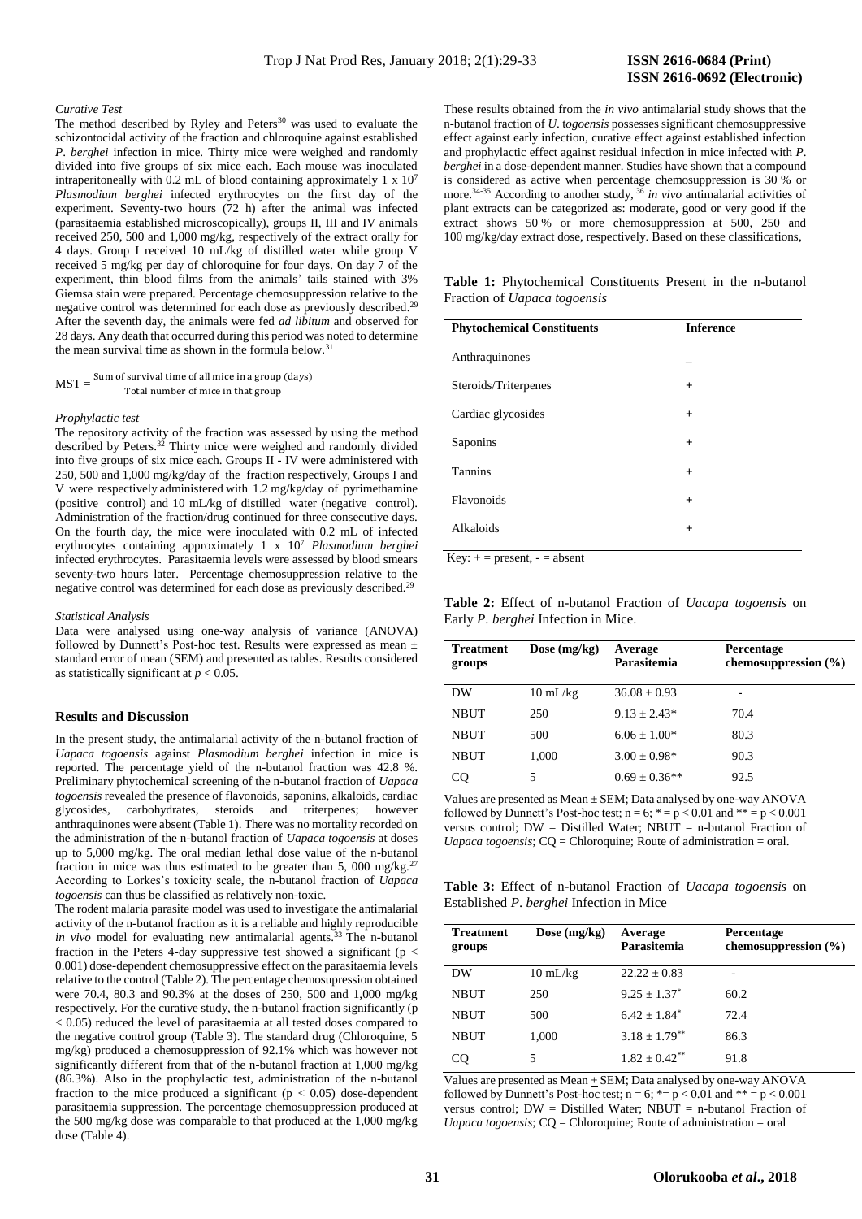*Curative Test*

The method described by Ryley and Peters[30] was used to evaluate the schizontocidal activity of the fraction and chloroquine against established *P. berghei* infection in mice. Thirty mice were weighed and randomly divided into five groups of six mice each. Each mouse was inoculated intraperitoneally with 0.2 mL of blood containing approximately 1 x $10^7$ *Plasmodium berghei* infected erythrocytes on the first day of the experiment. Seventy-two hours (72 h) after the animal was infected (parasitaemia established microscopically), groups II, III and IV animals received 250, 500 and 1,000 mg/kg, respectively of the extract orally for 4 days. Group I received 10 mL/kg of distilled water while group V received 5 mg/kg per day of chloroquine for four days. On day 7 of the experiment, thin blood films from the animals' tails stained with 3% Giemsa stain were prepared. Percentage chemosuppression relative to the negative control was determined for each dose as previously described.[29] After the seventh day, the animals were fed *ad libitum* and observed for 28 days. Any death that occurred during this period was noted to determine the mean survival time as shown in the formula below.[31]

$$\text{MST} = \frac{\text{Sum of survival time of all mice in a group (days)}}{\text{Total number of mice in that group}}$$

*Prophylactic test*

The repository activity of the fraction was assessed by using the method described by Peters.[32] Thirty mice were weighed and randomly divided into five groups of six mice each. Groups II - IV were administered with 250, 500 and 1,000 mg/kg/day of the fraction respectively, Groups I and V were respectively administered with 1.2 mg/kg/day of pyrimethamine (positive control) and 10 mL/kg of distilled water (negative control). Administration of the fraction/drug continued for three consecutive days. On the fourth day, the mice were inoculated with 0.2 mL of infected erythrocytes containing approximately 1 x $10^7$ *Plasmodium berghei* infected erythrocytes. Parasitaemia levels were assessed by blood smears seventy-two hours later. Percentage chemosuppression relative to the negative control was determined for each dose as previously described.[29]

*Statistical Analysis*

Data were analysed using one-way analysis of variance (ANOVA) followed by Dunnett's Post-hoc test. Results were expressed as mean ± standard error of mean (SEM) and presented as tables. Results considered as statistically significant at $p < 0.05$.

## Results and Discussion

In the present study, the antimalarial activity of the n-butanol fraction of *Uapaca togoensis* against *Plasmodium berghei* infection in mice is reported. The percentage yield of the n-butanol fraction was 42.8 %. Preliminary phytochemical screening of the n-butanol fraction of *Uapaca togoensis* revealed the presence of flavonoids, saponins, alkaloids, cardiac glycosides, carbohydrates, steroids and triterpenes; however anthraquinones were absent (Table 1). There was no mortality recorded on the administration of the n-butanol fraction of *Uapaca togoensis* at doses up to 5,000 mg/kg. The oral median lethal dose value of the n-butanol fraction in mice was thus estimated to be greater than 5, 000 mg/kg.[27] According to Lorkes's toxicity scale, the n-butanol fraction of *Uapaca togoensis* can thus be classified as relatively non-toxic.

The rodent malaria parasite model was used to investigate the antimalarial activity of the n-butanol fraction as it is a reliable and highly reproducible *in vivo* model for evaluating new antimalarial agents.[33] The n-butanol fraction in the Peters 4-day suppressive test showed a significant ($p < 0.001$) dose-dependent chemosuppressive effect on the parasitaemia levels relative to the control (Table 2). The percentage chemosupression obtained were 70.4, 80.3 and 90.3% at the doses of 250, 500 and 1,000 mg/kg respectively. For the curative study, the n-butanol fraction significantly ($p < 0.05$) reduced the level of parasitaemia at all tested doses compared to the negative control group (Table 3). The standard drug (Chloroquine, 5 mg/kg) produced a chemosuppression of 92.1% which was however not significantly different from that of the n-butanol fraction at 1,000 mg/kg (86.3%). Also in the prophylactic test, administration of the n-butanol fraction to the mice produced a significant ($p < 0.05$) dose-dependent parasitaemia suppression. The percentage chemosuppression produced at the 500 mg/kg dose was comparable to that produced at the 1,000 mg/kg dose (Table 4).

These results obtained from the *in vivo* antimalarial study shows that the n-butanol fraction of *U. togoensis* possesses significant chemosuppressive effect against early infection, curative effect against established infection and prophylactic effect against residual infection in mice infected with *P. berghei* in a dose-dependent manner. Studies have shown that a compound is considered as active when percentage chemosuppression is 30 % or more.[34-35] According to another study,[36] *in vivo* antimalarial activities of plant extracts can be categorized as: moderate, good or very good if the extract shows 50 % or more chemosuppression at 500, 250 and 100 mg/kg/day extract dose, respectively. Based on these classifications,

**Table 1:** Phytochemical Constituents Present in the n-butanol Fraction of *Uapaca togoensis*

| Phytochemical Constituents | Inference |
|---|---|
| Anthraquinones | – |
| Steroids/Triterpenes | + |
| Cardiac glycosides | + |
| Saponins | + |
| Tannins | + |
| Flavonoids | + |
| Alkaloids | + |

Key: + = present, - = absent

**Table 2:** Effect of n-butanol Fraction of *Uacapa togoensis* on Early *P. berghei* Infection in Mice.

| Treatment groups | Dose (mg/kg) | Average Parasitemia | Percentage chemosuppression (%) |
|---|---|---|---|
| DW | 10 mL/kg | 36.08 ± 0.93 | - |
| NBUT | 250 | 9.13 ± 2.43* | 70.4 |
| NBUT | 500 | 6.06 ± 1.00* | 80.3 |
| NBUT | 1,000 | 3.00 ± 0.98* | 90.3 |
| CQ | 5 | 0.69 ± 0.36** | 92.5 |

Values are presented as Mean ± SEM; Data analysed by one-way ANOVA followed by Dunnett's Post-hoc test; n = 6; * = $p < 0.01$ and ** = $p < 0.001$ versus control; DW = Distilled Water; NBUT = n-butanol Fraction of *Uapaca togoensis*; CQ = Chloroquine; Route of administration = oral.

**Table 3:** Effect of n-butanol Fraction of *Uacapa togoensis* on Established *P. berghei* Infection in Mice

| Treatment groups | Dose (mg/kg) | Average Parasitemia | Percentage chemosuppression (%) |
|---|---|---|---|
| DW | 10 mL/kg | 22.22 ± 0.83 | - |
| NBUT | 250 | 9.25 ± 1.37* | 60.2 |
| NBUT | 500 | 6.42 ± 1.84* | 72.4 |
| NBUT | 1,000 | 3.18 ± 1.79** | 86.3 |
| CQ | 5 | 1.82 ± 0.42** | 91.8 |

Values are presented as Mean ± SEM; Data analysed by one-way ANOVA followed by Dunnett's Post-hoc test; n = 6; *= $p < 0.01$ and ** = $p < 0.001$ versus control; DW = Distilled Water; NBUT = n-butanol Fraction of *Uapaca togoensis*; CQ = Chloroquine; Route of administration = oral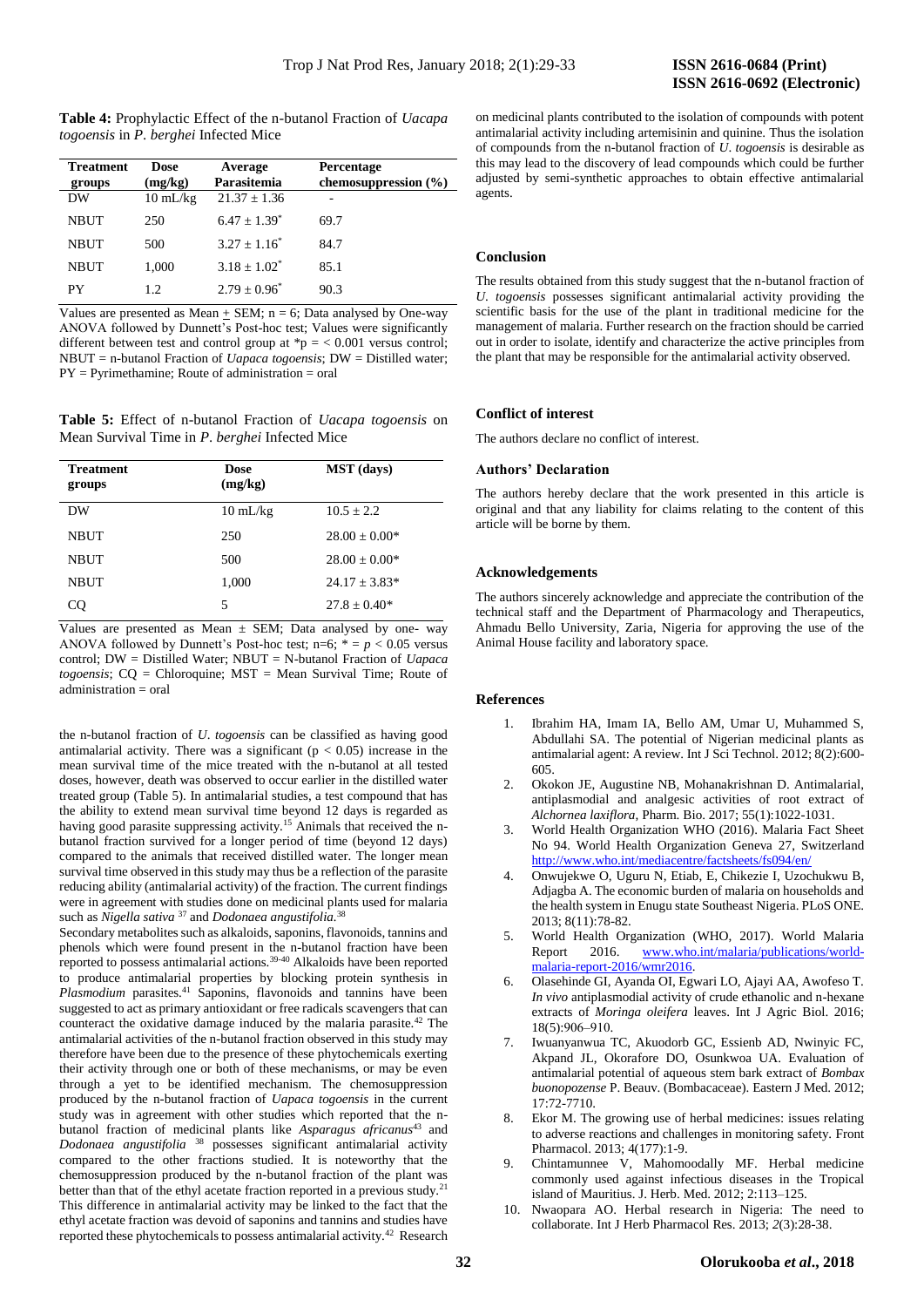**Table 4:** Prophylactic Effect of the n-butanol Fraction of *Uacapa togoensis* in *P. berghei* Infected Mice

| Treatment groups | Dose (mg/kg) | Average Parasitemia | Percentage chemosuppression (%) |
|---|---|---|---|
| DW | 10 mL/kg | 21.37 ± 1.36 | - |
| NBUT | 250 | 6.47 ± 1.39* | 69.7 |
| NBUT | 500 | 3.27 ± 1.16* | 84.7 |
| NBUT | 1,000 | 3.18 ± 1.02* | 85.1 |
| PY | 1.2 | 2.79 ± 0.96* | 90.3 |

Values are presented as Mean + SEM; n = 6; Data analysed by One-way ANOVA followed by Dunnett's Post-hoc test; Values were significantly different between test and control group at *p = < 0.001 versus control; NBUT = n-butanol Fraction of *Uapaca togoensis*; DW = Distilled water; PY = Pyrimethamine; Route of administration = oral

**Table 5:** Effect of n-butanol Fraction of *Uacapa togoensis* on Mean Survival Time in *P. berghei* Infected Mice

| Treatment groups | Dose (mg/kg) | MST (days) |
|---|---|---|
| DW | 10 mL/kg | 10.5 ± 2.2 |
| NBUT | 250 | 28.00 ± 0.00* |
| NBUT | 500 | 28.00 ± 0.00* |
| NBUT | 1,000 | 24.17 ± 3.83* |
| CQ | 5 | 27.8 ± 0.40* |

Values are presented as Mean ± SEM; Data analysed by one- way ANOVA followed by Dunnett's Post-hoc test; n=6; * = $p < 0.05$ versus control; DW = Distilled Water; NBUT = N-butanol Fraction of *Uapaca togoensis*; CQ = Chloroquine; MST = Mean Survival Time; Route of administration = oral

the n-butanol fraction of *U. togoensis* can be classified as having good antimalarial activity. There was a significant ($p < 0.05$) increase in the mean survival time of the mice treated with the n-butanol at all tested doses, however, death was observed to occur earlier in the distilled water treated group (Table 5). In antimalarial studies, a test compound that has the ability to extend mean survival time beyond 12 days is regarded as having good parasite suppressing activity.[15] Animals that received the n-butanol fraction survived for a longer period of time (beyond 12 days) compared to the animals that received distilled water. The longer mean survival time observed in this study may thus be a reflection of the parasite reducing ability (antimalarial activity) of the fraction. The current findings were in agreement with studies done on medicinal plants used for malaria such as *Nigella sativa* [37] and *Dodonaea angustifolia*.[38]

Secondary metabolites such as alkaloids, saponins, flavonoids, tannins and phenols which were found present in the n-butanol fraction have been reported to possess antimalarial actions.[39-40] Alkaloids have been reported to produce antimalarial properties by blocking protein synthesis in *Plasmodium* parasites.[41] Saponins, flavonoids and tannins have been suggested to act as primary antioxidant or free radicals scavengers that can counteract the oxidative damage induced by the malaria parasite.[42] The antimalarial activities of the n-butanol fraction observed in this study may therefore have been due to the presence of these phytochemicals exerting their activity through one or both of these mechanisms, or may be even through a yet to be identified mechanism. The chemosuppression produced by the n-butanol fraction of *Uapaca togoensis* in the current study was in agreement with other studies which reported that the n-butanol fraction of medicinal plants like *Asparagus africanus*[43] and *Dodonaea angustifolia* [38] possesses significant antimalarial activity compared to the other fractions studied. It is noteworthy that the chemosuppression produced by the n-butanol fraction of the plant was better than that of the ethyl acetate fraction reported in a previous study.[21] This difference in antimalarial activity may be linked to the fact that the ethyl acetate fraction was devoid of saponins and tannins and studies have reported these phytochemicals to possess antimalarial activity.[42] Research on medicinal plants contributed to the isolation of compounds with potent antimalarial activity including artemisinin and quinine. Thus the isolation of compounds from the n-butanol fraction of *U. togoensis* is desirable as this may lead to the discovery of lead compounds which could be further adjusted by semi-synthetic approaches to obtain effective antimalarial agents.

## Conclusion

The results obtained from this study suggest that the n-butanol fraction of *U. togoensis* possesses significant antimalarial activity providing the scientific basis for the use of the plant in traditional medicine for the management of malaria. Further research on the fraction should be carried out in order to isolate, identify and characterize the active principles from the plant that may be responsible for the antimalarial activity observed.

## Conflict of interest

The authors declare no conflict of interest.

## Authors' Declaration

The authors hereby declare that the work presented in this article is original and that any liability for claims relating to the content of this article will be borne by them.

## Acknowledgements

The authors sincerely acknowledge and appreciate the contribution of the technical staff and the Department of Pharmacology and Therapeutics, Ahmadu Bello University, Zaria, Nigeria for approving the use of the Animal House facility and laboratory space.

## References

1. Ibrahim HA, Imam IA, Bello AM, Umar U, Muhammed S, Abdullahi SA. The potential of Nigerian medicinal plants as antimalarial agent: A review. Int J Sci Technol. 2012; 8(2):600-605.
2. Okokon JE, Augustine NB, Mohanakrishnan D. Antimalarial, antiplasmodial and analgesic activities of root extract of *Alchornea laxiflora*, Pharm. Bio. 2017; 55(1):1022-1031.
3. World Health Organization WHO (2016). Malaria Fact Sheet No 94. World Health Organization Geneva 27, Switzerland http://www.who.int/mediacentre/factsheets/fs094/en/
4. Onwujekwe O, Uguru N, Etiab, E, Chikezie I, Uzochukwu B, Adjagba A. The economic burden of malaria on households and the health system in Enugu state Southeast Nigeria. PLoS ONE. 2013; 8(11):78-82.
5. World Health Organization (WHO, 2017). World Malaria Report 2016. www.who.int/malaria/publications/world-malaria-report-2016/wmr2016.
6. Olasehinde GI, Ayanda OI, Egwari LO, Ajayi AA, Awofeso T. *In vivo* antiplasmodial activity of crude ethanolic and n-hexane extracts of *Moringa oleifera* leaves. Int J Agric Biol. 2016; 18(5):906–910.
7. Iwuanyanwua TC, Akuodorb GC, Essienb AD, Nwinyic FC, Akpand JL, Okorafore DO, Osunkwoa UA. Evaluation of antimalarial potential of aqueous stem bark extract of *Bombax buonopozense* P. Beauv. (Bombacaceae). Eastern J Med. 2012; 17:72-7710.
8. Ekor M. The growing use of herbal medicines: issues relating to adverse reactions and challenges in monitoring safety. Front Pharmacol. 2013; 4(177):1-9.
9. Chintamunnee V, Mahomoodally MF. Herbal medicine commonly used against infectious diseases in the Tropical island of Mauritius. J. Herb. Med. 2012; 2:113–125.
10. Nwaopara AO. Herbal research in Nigeria: The need to collaborate. Int J Herb Pharmacol Res. 2013; *2*(3):28-38.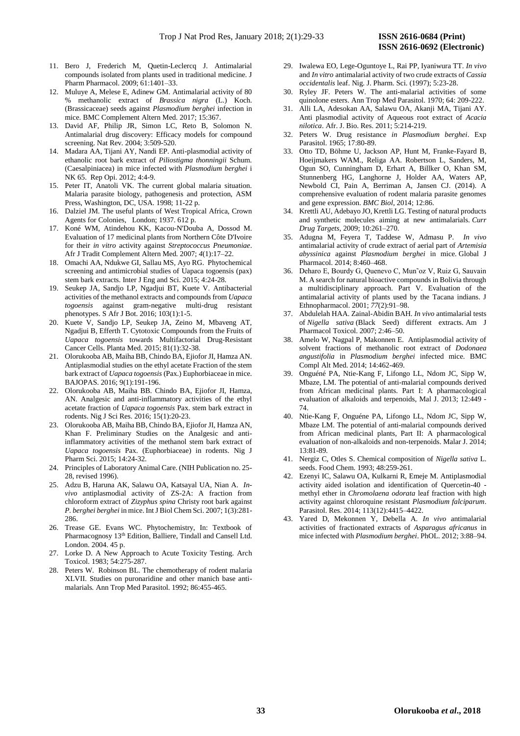11. Bero J, Frederich M, Quetin-Leclercq J. Antimalarial compounds isolated from plants used in traditional medicine. J Pharm Pharmacol. 2009; 61:1401–33.
12. Muluye A, Melese E, Adinew GM. Antimalarial activity of 80 % methanolic extract of *Brassica nigra* (L.) Koch. (Brassicaceae) seeds against *Plasmodium berghei* infection in mice. BMC Complement Altern Med. 2017; 15:367.
13. David AF, Philip JR, Simon LC, Reto B, Solomon N. Antimalarial drug discovery: Efficacy models for compound screening. Nat Rev. 2004; 3:509-520.
14. Madara AA, Tijani AY, Nandi EP. Anti-plasmodial activity of ethanolic root bark extract of *Piliostigma thonningii* Schum. (Caesalpiniacea) in mice infected with *Plasmodium berghei* i NK 65. Rep Opi. 2012; 4:4-9.
15. Peter IT, Anatoli VK. The current global malaria situation. Malaria parasite biology, pathogenesis and protection, ASM Press, Washington, DC, USA. 1998; 11-22 p.
16. Dalziel JM. The useful plants of West Tropical Africa, Crown Agents for Colonies, London; 1937. 612 p.
17. Koné WM, Atindehou KK, Kacou-N'Douba A, Dossod M. Evaluation of 17 medicinal plants from Northern Côte D'Ivoire for their *in vitro* activity against *Streptococcus Pneumoniae*. Afr J Tradit Complement Altern Med. 2007; *4*(1):17–22.
18. Omachi AA, Ndukwe GI, Sallau MS, Ayo RG. Phytochemical screening and antimicrobial studies of Uapaca togoensis (pax) stem bark extracts. Inter J Eng and Sci. 2015; 4:24-28.
19. Seukep JA, Sandjo LP, Ngadjui BT, Kuete V. Antibacterial activities of the methanol extracts and compounds from *Uapaca togoensis* against gram-negative multi-drug resistant phenotypes. S Afr J Bot. 2016; 103(1):1-5.
20. Kuete V, Sandjo LP, Seukep JA, Zeino M, Mbaveng AT, Ngadjui B, Efferth T. Cytotoxic Compounds from the Fruits of *Uapaca togoensis* towards Multifactorial Drug-Resistant Cancer Cells. Planta Med. 2015; 81(1):32-38.
21. Olorukooba AB, Maiha BB, Chindo BA, Ejiofor JI, Hamza AN. Antiplasmodial studies on the ethyl acetate Fraction of the stem bark extract of *Uapaca togoensis* (Pax.) Euphorbiaceae in mice. BAJOPAS. 2016; 9(1):191-196.
22. Olorukooba AB, Maiha BB. Chindo BA, Ejiofor JI, Hamza, AN. Analgesic and anti-inflammatory activities of the ethyl acetate fraction of *Uapaca togoensis* Pax. stem bark extract in rodents. Nig J Sci Res. 2016; 15(1):20-23.
23. Olorukooba AB, Maiha BB, Chindo BA, Ejiofor JI, Hamza AN, Khan F. Preliminary Studies on the Analgesic and anti-inflammatory activities of the methanol stem bark extract of *Uapaca togoensis* Pax. (Euphorbiaceae) in rodents. Nig J Pharm Sci. 2015; 14:24-32.
24. Principles of Laboratory Animal Care. (NIH Publication no. 25-28, revised 1996).
25. Adzu B, Haruna AK, Salawu OA, Katsayal UA, Nian A. *In-vivo* antiplasmodial activity of ZS-2A: A fraction from chloroform extract of *Zizyphus spina* Christy root bark against *P. berghei berghei* in mice. Int J Biol Chem Sci. 2007; 1(3):281-286.
26. Trease GE. Evans WC. Phytochemistry, In: Textbook of Pharmacognosy 13th Edition, Balliere, Tindall and Cansell Ltd. London. 2004. 45 p.
27. Lorke D. A New Approach to Acute Toxicity Testing. Arch Toxicol. 1983; 54:275-287.
28. Peters W. Robinson BL. The chemotherapy of rodent malaria XLVII. Studies on puronaridine and other manich base anti-malarials*.* Ann Trop Med Parasitol. 1992; 86:455-465.
29. Iwalewa EO, Lege-Oguntoye L, Rai PP, Iyaniwura TT. *In vivo* and *In vitro* antimalarial activity of two crude extracts of *Cassia occidentalis* leaf. Nig. J. Pharm. Sci. (1997); 5:23-28.
30. Ryley JF. Peters W. The anti-malarial activities of some quinolone esters. Ann Trop Med Parasitol. 1970; 64: 209-222.
31. Alli LA, Adesokan AA, Salawu OA, Akanji MA, Tijani AY. Anti plasmodial activity of Aqueous root extract of *Acacia nilotica*. Afr. J. Bio. Res. 2011; 5:214-219.
32. Peters W. Drug resistance *in Plasmodium berghei*. Exp Parasitol. 1965; 17:80-89.
33. Otto TD, Böhme U, Jackson AP, Hunt M, Franke-Fayard B, Hoeijmakers WAM., Religa AA. Robertson L, Sanders, M, Ogun SO, Cunningham D, Erhart A, Billker O, Khan SM, Stunnenberg HG, Langhorne J, Holder AA, Waters AP, Newbold CI, Pain A, Berriman A, Jansen CJ. (2014). A comprehensive evaluation of rodent malaria parasite genomes and gene expression. *BMC Biol*, 2014; 12:86.
34. Krettli AU, Adebayo JO, Krettli LG. Testing of natural products and synthetic molecules aiming at new antimalarials. *Curr Drug Targets*, 2009; 10:261–270.
35. Adugna M, Feyera T, Taddese W, Admasu P. *In vivo* antimalarial activity of crude extract of aerial part of *Artemisia abyssinica* against *Plasmodium berghei* in mice. Global J Pharmacol. 2014; 8:460–468.
36. Deharo E, Bourdy G, Quenevo C, Munˇoz V, Ruiz G, Sauvain M. A search for natural bioactive compounds in Bolivia through a multidisciplinary approach. Part V. Evaluation of the antimalarial activity of plants used by the Tacana indians. J Ethnopharmacol. 2001; *77*(2):91–98.
37. Abdulelah HAA. Zainal-Abidin BAH. *In vivo* antimalarial tests of *Nigella sativa* (Black Seed) different extracts. Am J Pharmacol Toxicol. 2007; 2:46–50.
38. Amelo W, Nagpal P, Makonnen E. Antiplasmodial activity of solvent fractions of methanolic root extract of *Dodonaea angustifolia* in *Plasmodium berghei* infected mice. BMC Compl Alt Med. 2014; 14:462-469.
39. Onguéné PA, Ntie-Kang F, Lifongo LL, Ndom JC, Sipp W, Mbaze, LM. The potential of anti-malarial compounds derived from African medicinal plants. Part I: A pharmacological evaluation of alkaloids and terpenoids, Mal J. 2013; 12:449 - 74.
40. Ntie-Kang F, Onguéne PA, Lifongo LL, Ndom JC, Sipp W, Mbaze LM. The potential of anti-malarial compounds derived from African medicinal plants, Part II: A pharmacological evaluation of non-alkaloids and non-terpenoids. Malar J. 2014; 13:81-89.
41. Nergiz C, Otles S. Chemical composition of *Nigella sativa* L. seeds. Food Chem. 1993; 48:259-261.
42. Ezenyi IC, Salawu OA, Kulkarni R, Emeje M. Antiplasmodial activity aided isolation and identification of Quercetin-40 -methyl ether in *Chromolaena odorata* leaf fraction with high activity against chloroquine resistant *Plasmodium falciparum*. Parasitol. Res. 2014; 113(12):4415–4422.
43. Yared D, Mekonnen Y, Debella A. *In vivo* antimalarial activities of fractionated extracts of *Asparagus africanus* in mice infected with *Plasmodium berghei*. PhOL. 2012; 3:88–94.